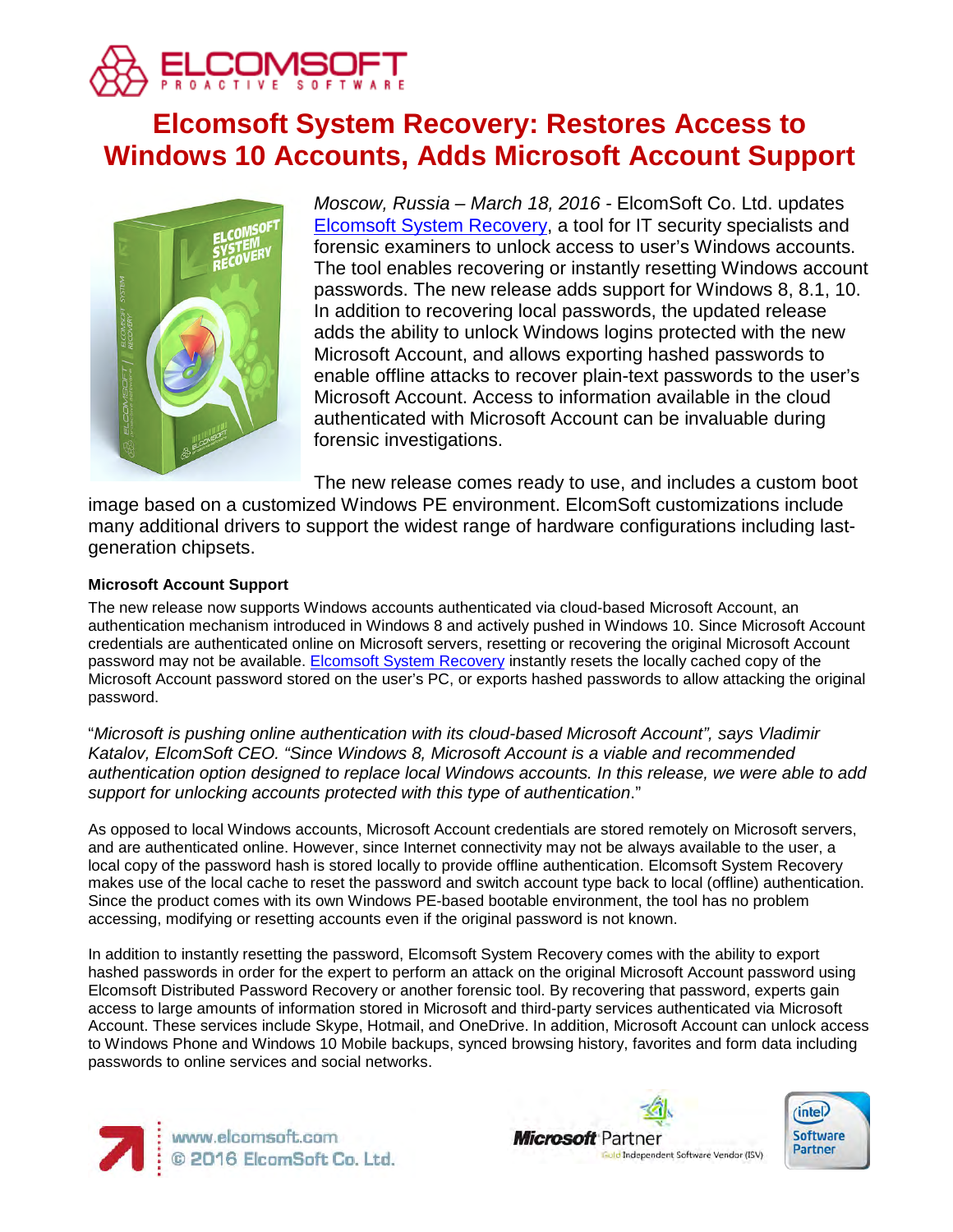# Elcomsoft System Recovery: Restores Access to Windows 10 Accounts, Adds Microsoft Account Support

*Moscow, Russia – March 18, 2016* - ElcomSoft Co. Ltd. updates Elcomsoft System Recovery, a tool for IT security specialists and forensic examiners to unlock access to user's Windows accounts. The tool enables recovering or instantly resetting Windows account passwords. The new release adds support for Windows 8, 8.1, 10. In addition to recovering local passwords, the updated release adds the ability to unlock Windows logins protected with the new Microsoft Account, and allows exporting hashed passwords to enable offline attacks to recover plain-text passwords to the user's Microsoft Account. Access to information available in the cloud authenticated with Microsoft Account can be invaluable during forensic investigations.

The new release comes ready to use, and includes a custom boot image based on a customized Windows PE environment. ElcomSoft customizations include many additional drivers to support the widest range of hardware configurations including last-generation chipsets.

**Microsoft Account Support**

The new release now supports Windows accounts authenticated via cloud-based Microsoft Account, an authentication mechanism introduced in Windows 8 and actively pushed in Windows 10. Since Microsoft Account credentials are authenticated online on Microsoft servers, resetting or recovering the original Microsoft Account password may not be available. Elcomsoft System Recovery instantly resets the locally cached copy of the Microsoft Account password stored on the user's PC, or exports hashed passwords to allow attacking the original password.

"*Microsoft is pushing online authentication with its cloud-based Microsoft Account", says Vladimir Katalov, ElcomSoft CEO. "Since Windows 8, Microsoft Account is a viable and recommended authentication option designed to replace local Windows accounts. In this release, we were able to add support for unlocking accounts protected with this type of authentication*."

As opposed to local Windows accounts, Microsoft Account credentials are stored remotely on Microsoft servers, and are authenticated online. However, since Internet connectivity may not be always available to the user, a local copy of the password hash is stored locally to provide offline authentication. Elcomsoft System Recovery makes use of the local cache to reset the password and switch account type back to local (offline) authentication. Since the product comes with its own Windows PE-based bootable environment, the tool has no problem accessing, modifying or resetting accounts even if the original password is not known.

In addition to instantly resetting the password, Elcomsoft System Recovery comes with the ability to export hashed passwords in order for the expert to perform an attack on the original Microsoft Account password using Elcomsoft Distributed Password Recovery or another forensic tool. By recovering that password, experts gain access to large amounts of information stored in Microsoft and third-party services authenticated via Microsoft Account. These services include Skype, Hotmail, and OneDrive. In addition, Microsoft Account can unlock access to Windows Phone and Windows 10 Mobile backups, synced browsing history, favorites and form data including passwords to online services and social networks.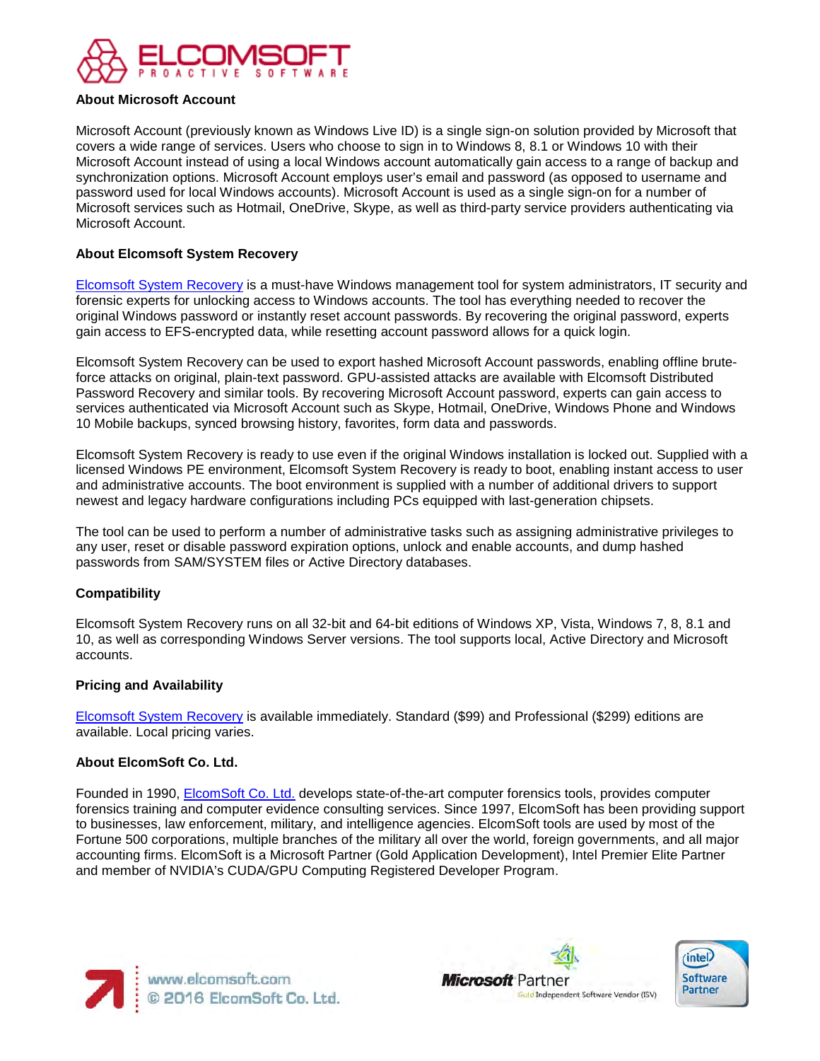## About Microsoft Account

Microsoft Account (previously known as Windows Live ID) is a single sign-on solution provided by Microsoft that covers a wide range of services. Users who choose to sign in to Windows 8, 8.1 or Windows 10 with their Microsoft Account instead of using a local Windows account automatically gain access to a range of backup and synchronization options. Microsoft Account employs user's email and password (as opposed to username and password used for local Windows accounts). Microsoft Account is used as a single sign-on for a number of Microsoft services such as Hotmail, OneDrive, Skype, as well as third-party service providers authenticating via Microsoft Account.

## About Elcomsoft System Recovery

Elcomsoft System Recovery is a must-have Windows management tool for system administrators, IT security and forensic experts for unlocking access to Windows accounts. The tool has everything needed to recover the original Windows password or instantly reset account passwords. By recovering the original password, experts gain access to EFS-encrypted data, while resetting account password allows for a quick login.

Elcomsoft System Recovery can be used to export hashed Microsoft Account passwords, enabling offline brute-force attacks on original, plain-text password. GPU-assisted attacks are available with Elcomsoft Distributed Password Recovery and similar tools. By recovering Microsoft Account password, experts can gain access to services authenticated via Microsoft Account such as Skype, Hotmail, OneDrive, Windows Phone and Windows 10 Mobile backups, synced browsing history, favorites, form data and passwords.

Elcomsoft System Recovery is ready to use even if the original Windows installation is locked out. Supplied with a licensed Windows PE environment, Elcomsoft System Recovery is ready to boot, enabling instant access to user and administrative accounts. The boot environment is supplied with a number of additional drivers to support newest and legacy hardware configurations including PCs equipped with last-generation chipsets.

The tool can be used to perform a number of administrative tasks such as assigning administrative privileges to any user, reset or disable password expiration options, unlock and enable accounts, and dump hashed passwords from SAM/SYSTEM files or Active Directory databases.

## Compatibility

Elcomsoft System Recovery runs on all 32-bit and 64-bit editions of Windows XP, Vista, Windows 7, 8, 8.1 and 10, as well as corresponding Windows Server versions. The tool supports local, Active Directory and Microsoft accounts.

## Pricing and Availability

Elcomsoft System Recovery is available immediately. Standard ($99) and Professional ($299) editions are available. Local pricing varies.

## About ElcomSoft Co. Ltd.

Founded in 1990, ElcomSoft Co. Ltd. develops state-of-the-art computer forensics tools, provides computer forensics training and computer evidence consulting services. Since 1997, ElcomSoft has been providing support to businesses, law enforcement, military, and intelligence agencies. ElcomSoft tools are used by most of the Fortune 500 corporations, multiple branches of the military all over the world, foreign governments, and all major accounting firms. ElcomSoft is a Microsoft Partner (Gold Application Development), Intel Premier Elite Partner and member of NVIDIA's CUDA/GPU Computing Registered Developer Program.

www.elcomsoft.com
© 2016 ElcomSoft Co. Ltd.